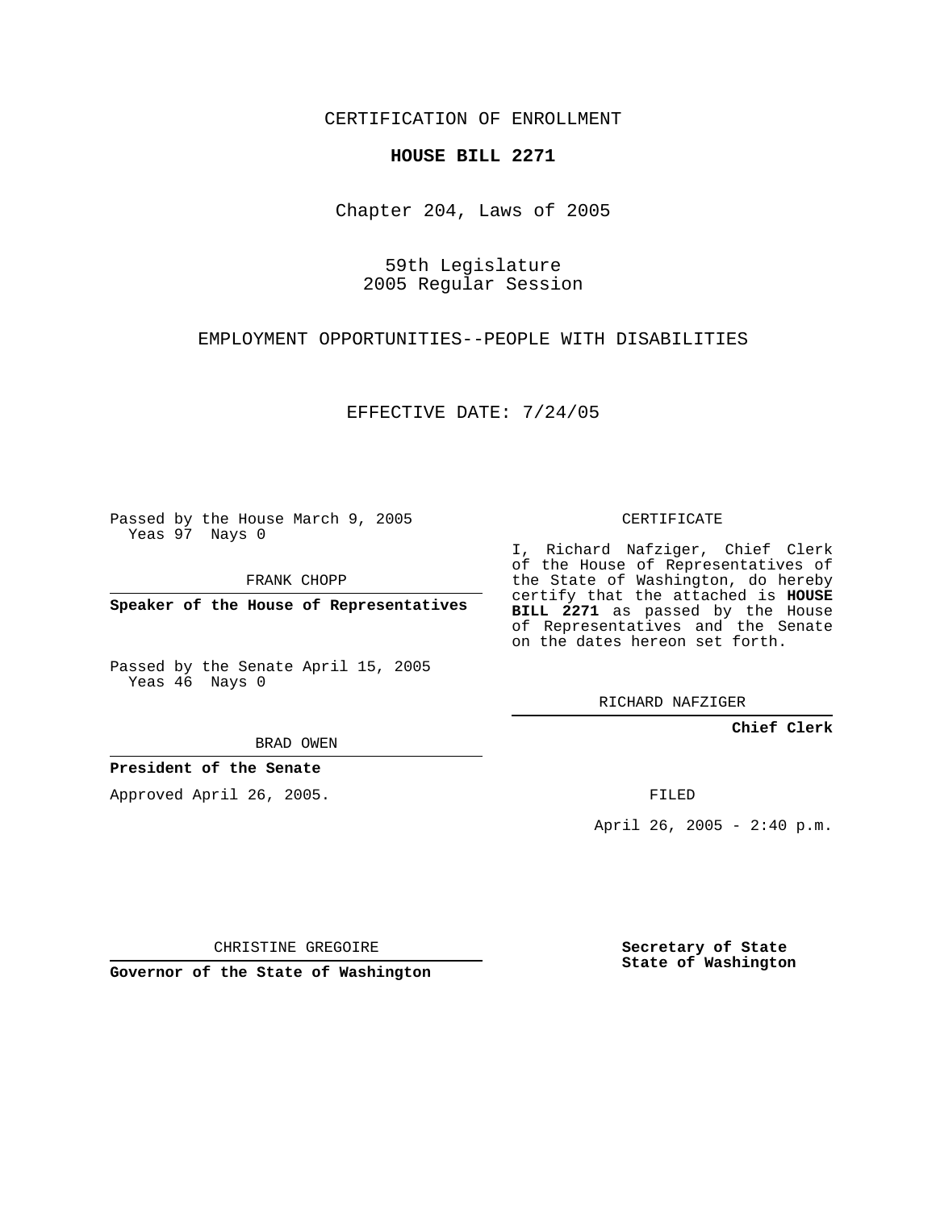CERTIFICATION OF ENROLLMENT

**HOUSE BILL 2271**

Chapter 204, Laws of 2005

59th Legislature
2005 Regular Session

EMPLOYMENT OPPORTUNITIES--PEOPLE WITH DISABILITIES

EFFECTIVE DATE: 7/24/05

Passed by the House March 9, 2005
Yeas 97 Nays 0

FRANK CHOPP

**Speaker of the House of Representatives**

Passed by the Senate April 15, 2005
Yeas 46 Nays 0

BRAD OWEN

**President of the Senate**

Approved April 26, 2005.

CHRISTINE GREGOIRE

**Governor of the State of Washington**

CERTIFICATE

I, Richard Nafziger, Chief Clerk of the House of Representatives of the State of Washington, do hereby certify that the attached is **HOUSE BILL 2271** as passed by the House of Representatives and the Senate on the dates hereon set forth.

RICHARD NAFZIGER

**Chief Clerk**

FILED

April 26, 2005 - 2:40 p.m.

**Secretary of State**
**State of Washington**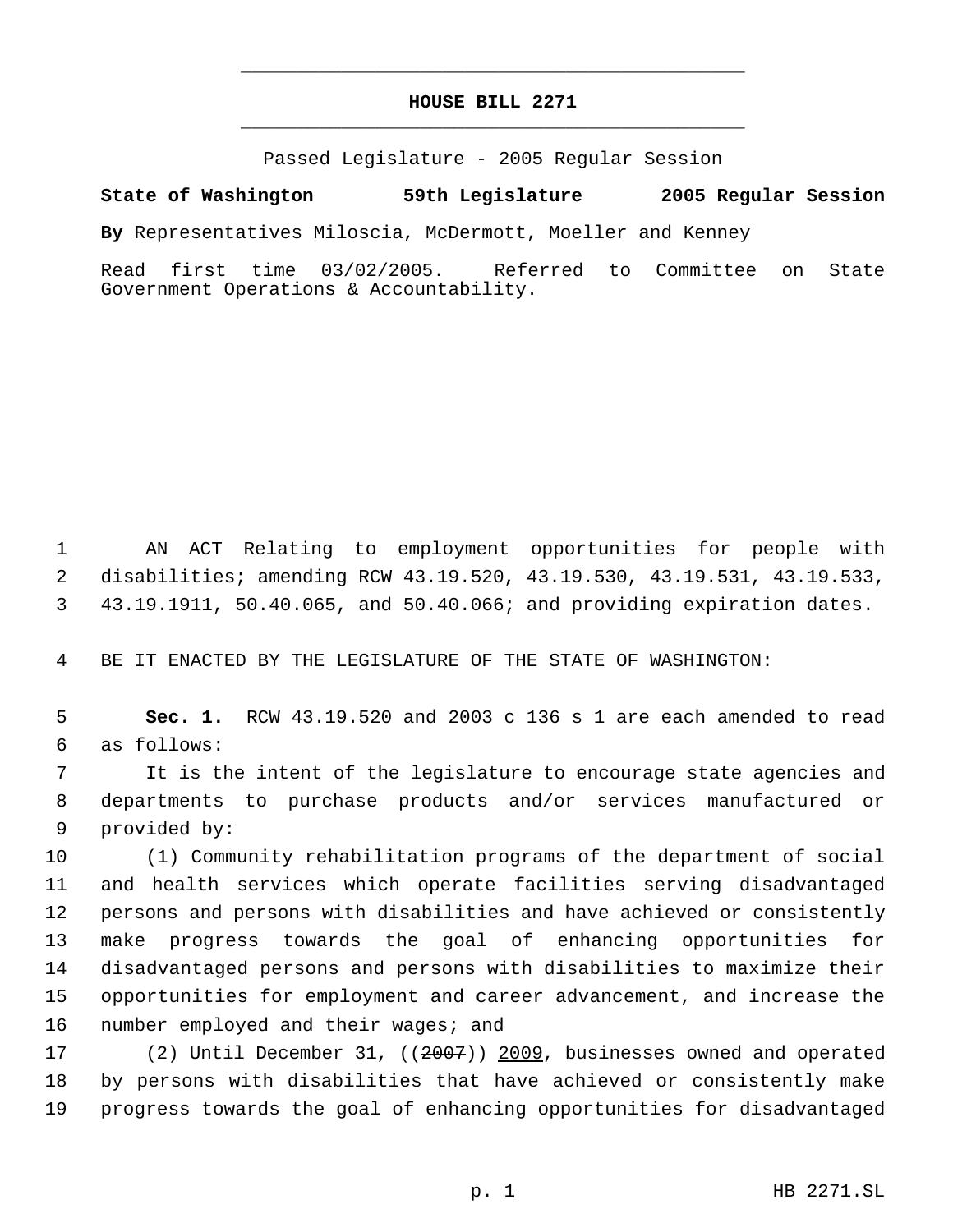# HOUSE BILL 2271

Passed Legislature - 2005 Regular Session

**State of Washington 59th Legislature 2005 Regular Session**

**By** Representatives Miloscia, McDermott, Moeller and Kenney

Read first time 03/02/2005. Referred to Committee on State Government Operations & Accountability.

1 AN ACT Relating to employment opportunities for people with
2 disabilities; amending RCW 43.19.520, 43.19.530, 43.19.531, 43.19.533,
3 43.19.1911, 50.40.065, and 50.40.066; and providing expiration dates.

4 BE IT ENACTED BY THE LEGISLATURE OF THE STATE OF WASHINGTON:

5 **Sec. 1.** RCW 43.19.520 and 2003 c 136 s 1 are each amended to read
6 as follows:

7 It is the intent of the legislature to encourage state agencies and
8 departments to purchase products and/or services manufactured or
9 provided by:

10 (1) Community rehabilitation programs of the department of social
11 and health services which operate facilities serving disadvantaged
12 persons and persons with disabilities and have achieved or consistently
13 make progress towards the goal of enhancing opportunities for
14 disadvantaged persons and persons with disabilities to maximize their
15 opportunities for employment and career advancement, and increase the
16 number employed and their wages; and

17 (2) Until December 31, ((~~2007~~)) <u>2009</u>, businesses owned and operated
18 by persons with disabilities that have achieved or consistently make
19 progress towards the goal of enhancing opportunities for disadvantaged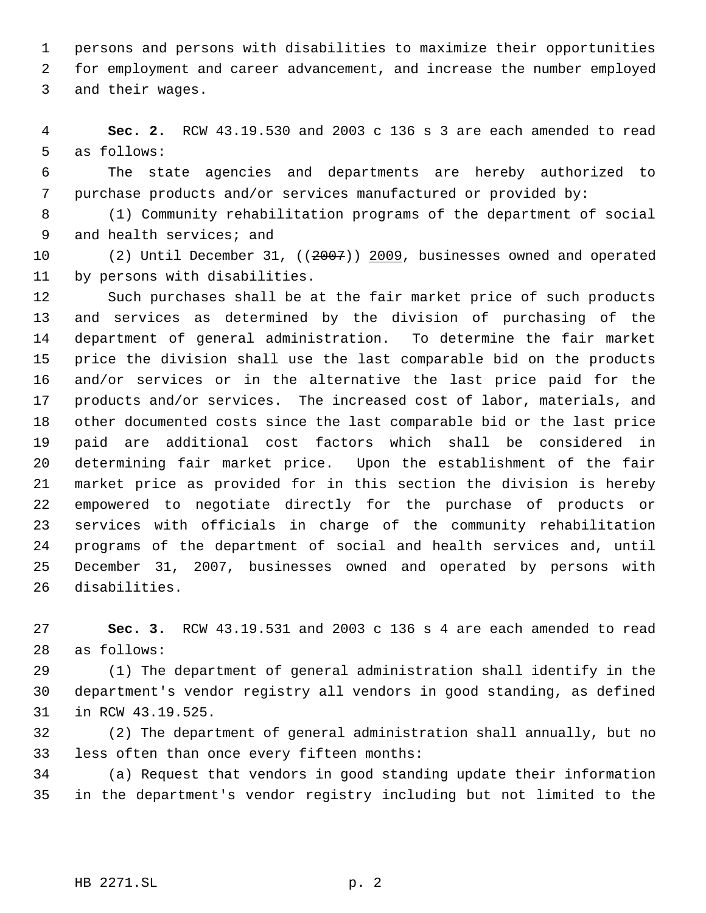persons and persons with disabilities to maximize their opportunities for employment and career advancement, and increase the number employed and their wages.

**Sec. 2.** RCW 43.19.530 and 2003 c 136 s 3 are each amended to read as follows:

The state agencies and departments are hereby authorized to purchase products and/or services manufactured or provided by:

(1) Community rehabilitation programs of the department of social and health services; and

(2) Until December 31, ((~~2007~~)) 2009, businesses owned and operated by persons with disabilities.

Such purchases shall be at the fair market price of such products and services as determined by the division of purchasing of the department of general administration. To determine the fair market price the division shall use the last comparable bid on the products and/or services or in the alternative the last price paid for the products and/or services. The increased cost of labor, materials, and other documented costs since the last comparable bid or the last price paid are additional cost factors which shall be considered in determining fair market price. Upon the establishment of the fair market price as provided for in this section the division is hereby empowered to negotiate directly for the purchase of products or services with officials in charge of the community rehabilitation programs of the department of social and health services and, until December 31, 2007, businesses owned and operated by persons with disabilities.

**Sec. 3.** RCW 43.19.531 and 2003 c 136 s 4 are each amended to read as follows:

(1) The department of general administration shall identify in the department's vendor registry all vendors in good standing, as defined in RCW 43.19.525.

(2) The department of general administration shall annually, but no less often than once every fifteen months:

(a) Request that vendors in good standing update their information in the department's vendor registry including but not limited to the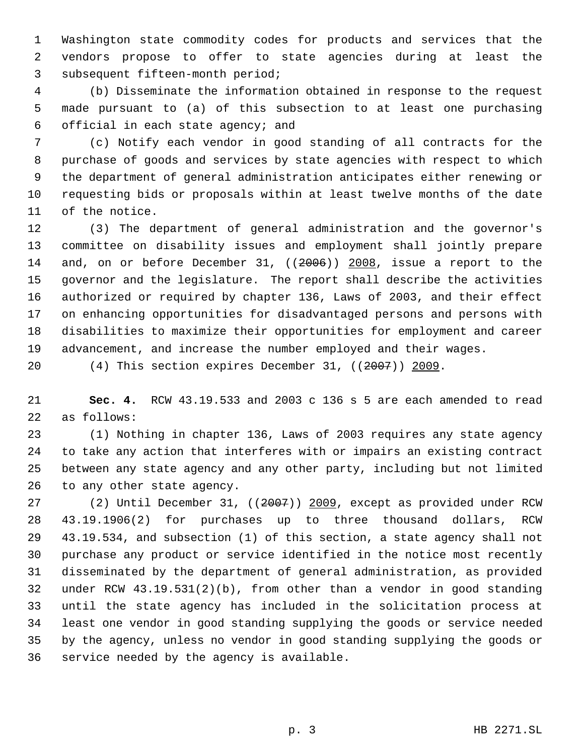Washington state commodity codes for products and services that the vendors propose to offer to state agencies during at least the subsequent fifteen-month period;

(b) Disseminate the information obtained in response to the request made pursuant to (a) of this subsection to at least one purchasing official in each state agency; and

(c) Notify each vendor in good standing of all contracts for the purchase of goods and services by state agencies with respect to which the department of general administration anticipates either renewing or requesting bids or proposals within at least twelve months of the date of the notice.

(3) The department of general administration and the governor's committee on disability issues and employment shall jointly prepare and, on or before December 31, ((~~2006~~)) 2008, issue a report to the governor and the legislature. The report shall describe the activities authorized or required by chapter 136, Laws of 2003, and their effect on enhancing opportunities for disadvantaged persons and persons with disabilities to maximize their opportunities for employment and career advancement, and increase the number employed and their wages.

(4) This section expires December 31, ((~~2007~~)) 2009.

**Sec. 4.** RCW 43.19.533 and 2003 c 136 s 5 are each amended to read as follows:

(1) Nothing in chapter 136, Laws of 2003 requires any state agency to take any action that interferes with or impairs an existing contract between any state agency and any other party, including but not limited to any other state agency.

(2) Until December 31, ((~~2007~~)) 2009, except as provided under RCW 43.19.1906(2) for purchases up to three thousand dollars, RCW 43.19.534, and subsection (1) of this section, a state agency shall not purchase any product or service identified in the notice most recently disseminated by the department of general administration, as provided under RCW 43.19.531(2)(b), from other than a vendor in good standing until the state agency has included in the solicitation process at least one vendor in good standing supplying the goods or service needed by the agency, unless no vendor in good standing supplying the goods or service needed by the agency is available.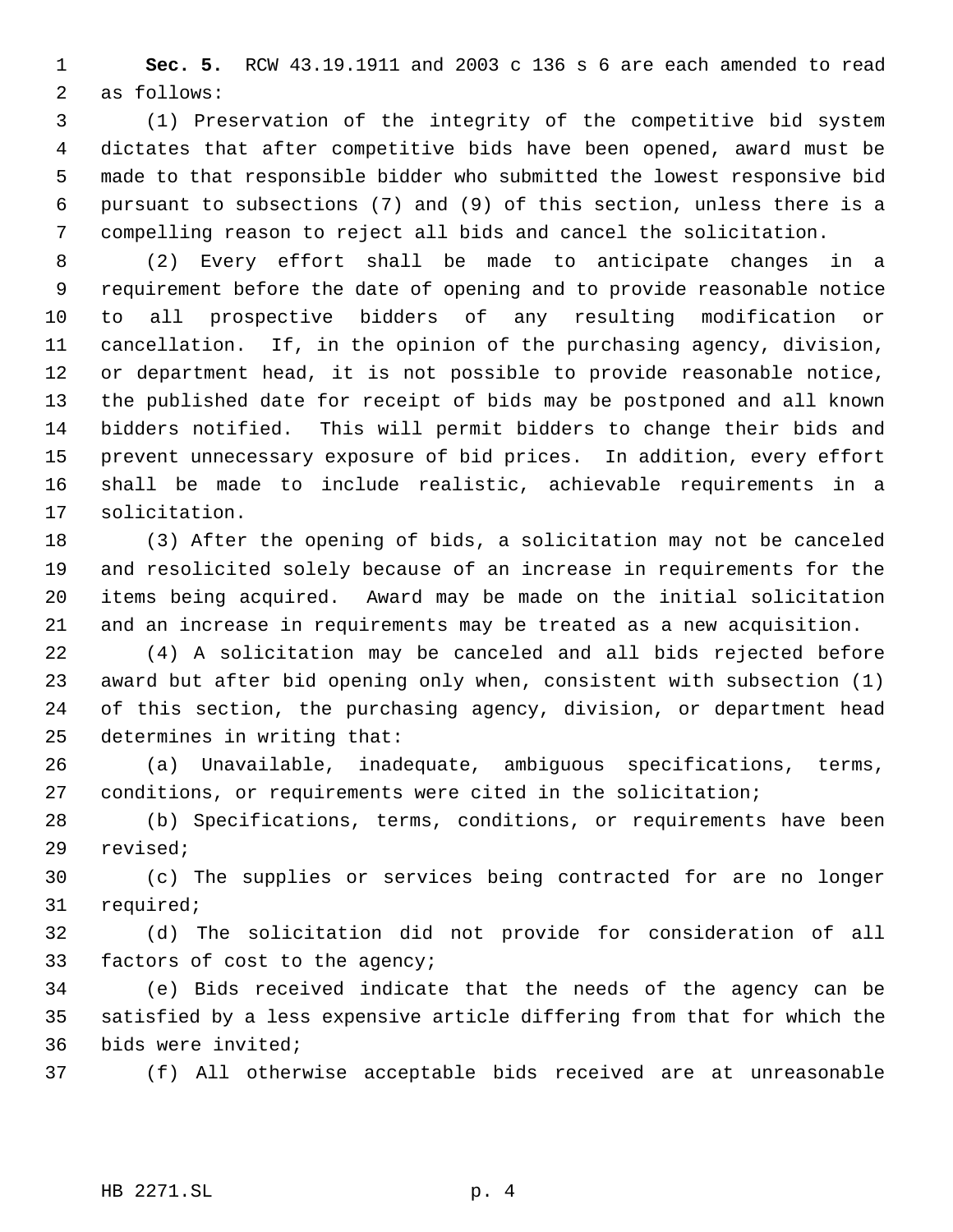**Sec. 5.** RCW 43.19.1911 and 2003 c 136 s 6 are each amended to read as follows:

(1) Preservation of the integrity of the competitive bid system dictates that after competitive bids have been opened, award must be made to that responsible bidder who submitted the lowest responsive bid pursuant to subsections (7) and (9) of this section, unless there is a compelling reason to reject all bids and cancel the solicitation.

(2) Every effort shall be made to anticipate changes in a requirement before the date of opening and to provide reasonable notice to all prospective bidders of any resulting modification or cancellation. If, in the opinion of the purchasing agency, division, or department head, it is not possible to provide reasonable notice, the published date for receipt of bids may be postponed and all known bidders notified. This will permit bidders to change their bids and prevent unnecessary exposure of bid prices. In addition, every effort shall be made to include realistic, achievable requirements in a solicitation.

(3) After the opening of bids, a solicitation may not be canceled and resolicited solely because of an increase in requirements for the items being acquired. Award may be made on the initial solicitation and an increase in requirements may be treated as a new acquisition.

(4) A solicitation may be canceled and all bids rejected before award but after bid opening only when, consistent with subsection (1) of this section, the purchasing agency, division, or department head determines in writing that:

(a) Unavailable, inadequate, ambiguous specifications, terms, conditions, or requirements were cited in the solicitation;

(b) Specifications, terms, conditions, or requirements have been revised;

(c) The supplies or services being contracted for are no longer required;

(d) The solicitation did not provide for consideration of all factors of cost to the agency;

(e) Bids received indicate that the needs of the agency can be satisfied by a less expensive article differing from that for which the bids were invited;

(f) All otherwise acceptable bids received are at unreasonable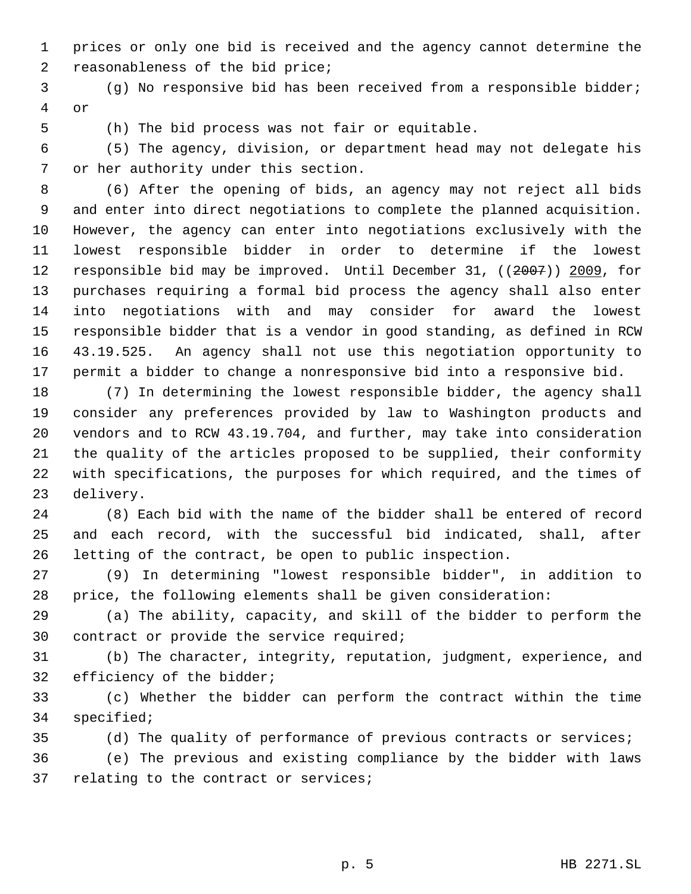prices or only one bid is received and the agency cannot determine the reasonableness of the bid price;

(g) No responsive bid has been received from a responsible bidder; or

(h) The bid process was not fair or equitable.

(5) The agency, division, or department head may not delegate his or her authority under this section.

(6) After the opening of bids, an agency may not reject all bids and enter into direct negotiations to complete the planned acquisition. However, the agency can enter into negotiations exclusively with the lowest responsible bidder in order to determine if the lowest responsible bid may be improved. Until December 31, ((~~2007~~)) 2009, for purchases requiring a formal bid process the agency shall also enter into negotiations with and may consider for award the lowest responsible bidder that is a vendor in good standing, as defined in RCW 43.19.525. An agency shall not use this negotiation opportunity to permit a bidder to change a nonresponsive bid into a responsive bid.

(7) In determining the lowest responsible bidder, the agency shall consider any preferences provided by law to Washington products and vendors and to RCW 43.19.704, and further, may take into consideration the quality of the articles proposed to be supplied, their conformity with specifications, the purposes for which required, and the times of delivery.

(8) Each bid with the name of the bidder shall be entered of record and each record, with the successful bid indicated, shall, after letting of the contract, be open to public inspection.

(9) In determining "lowest responsible bidder", in addition to price, the following elements shall be given consideration:

(a) The ability, capacity, and skill of the bidder to perform the contract or provide the service required;

(b) The character, integrity, reputation, judgment, experience, and efficiency of the bidder;

(c) Whether the bidder can perform the contract within the time specified;

(d) The quality of performance of previous contracts or services;

(e) The previous and existing compliance by the bidder with laws relating to the contract or services;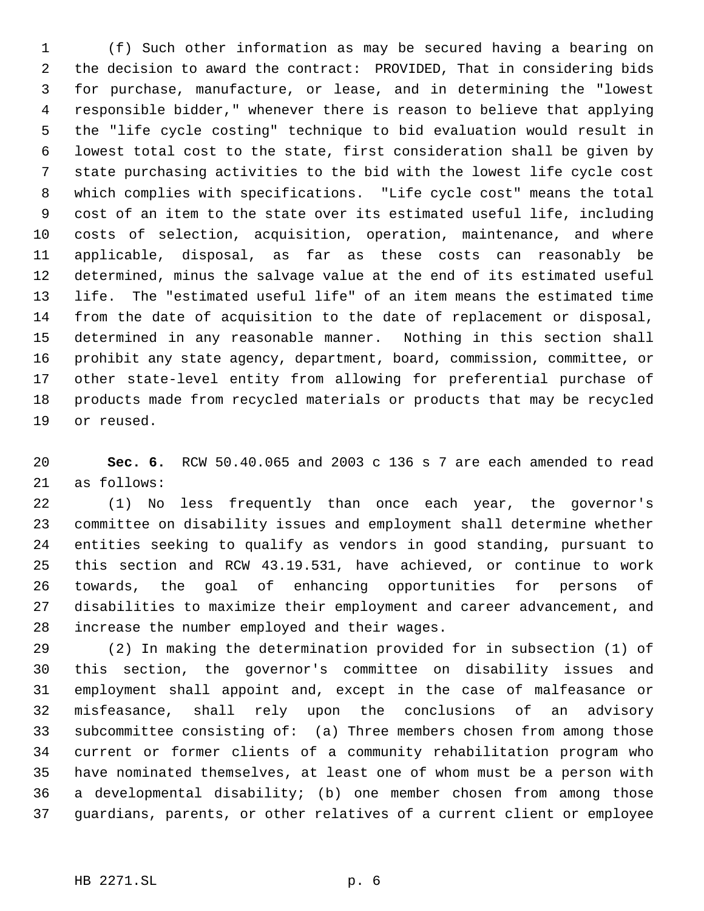(f) Such other information as may be secured having a bearing on the decision to award the contract: PROVIDED, That in considering bids for purchase, manufacture, or lease, and in determining the "lowest responsible bidder," whenever there is reason to believe that applying the "life cycle costing" technique to bid evaluation would result in lowest total cost to the state, first consideration shall be given by state purchasing activities to the bid with the lowest life cycle cost which complies with specifications. "Life cycle cost" means the total cost of an item to the state over its estimated useful life, including costs of selection, acquisition, operation, maintenance, and where applicable, disposal, as far as these costs can reasonably be determined, minus the salvage value at the end of its estimated useful life. The "estimated useful life" of an item means the estimated time from the date of acquisition to the date of replacement or disposal, determined in any reasonable manner. Nothing in this section shall prohibit any state agency, department, board, commission, committee, or other state-level entity from allowing for preferential purchase of products made from recycled materials or products that may be recycled or reused.

**Sec. 6.** RCW 50.40.065 and 2003 c 136 s 7 are each amended to read as follows:

(1) No less frequently than once each year, the governor's committee on disability issues and employment shall determine whether entities seeking to qualify as vendors in good standing, pursuant to this section and RCW 43.19.531, have achieved, or continue to work towards, the goal of enhancing opportunities for persons of disabilities to maximize their employment and career advancement, and increase the number employed and their wages.

(2) In making the determination provided for in subsection (1) of this section, the governor's committee on disability issues and employment shall appoint and, except in the case of malfeasance or misfeasance, shall rely upon the conclusions of an advisory subcommittee consisting of: (a) Three members chosen from among those current or former clients of a community rehabilitation program who have nominated themselves, at least one of whom must be a person with a developmental disability; (b) one member chosen from among those guardians, parents, or other relatives of a current client or employee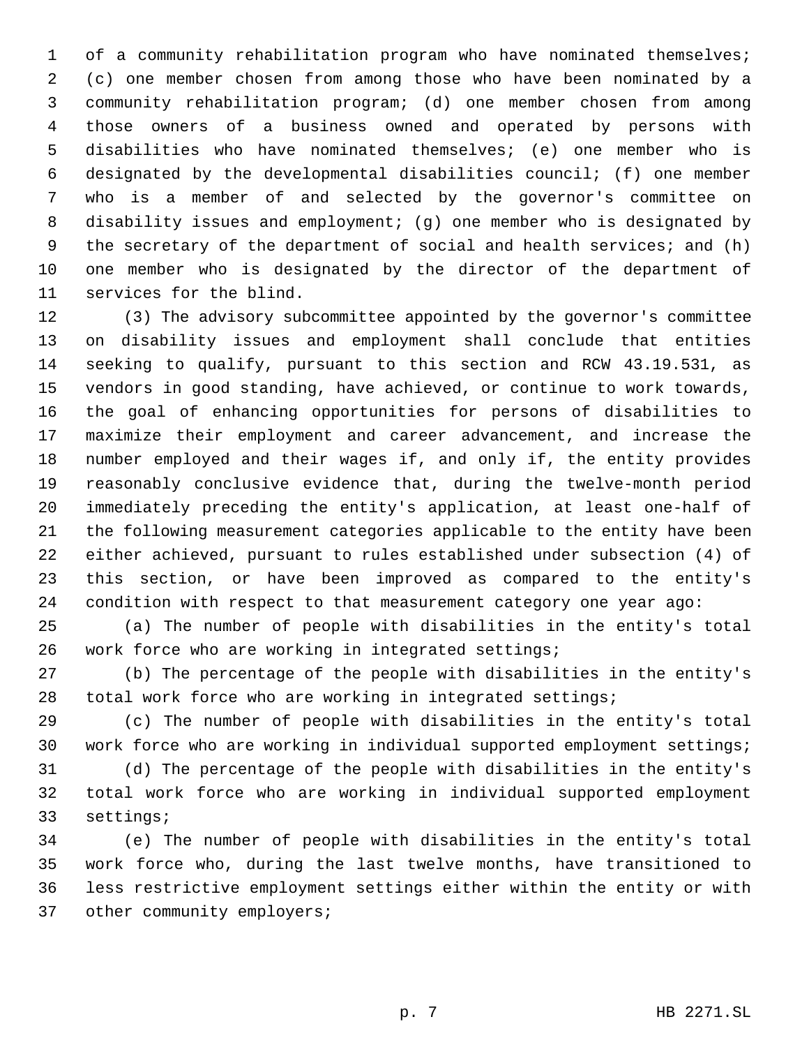of a community rehabilitation program who have nominated themselves; (c) one member chosen from among those who have been nominated by a community rehabilitation program; (d) one member chosen from among those owners of a business owned and operated by persons with disabilities who have nominated themselves; (e) one member who is designated by the developmental disabilities council; (f) one member who is a member of and selected by the governor's committee on disability issues and employment; (g) one member who is designated by the secretary of the department of social and health services; and (h) one member who is designated by the director of the department of services for the blind.

(3) The advisory subcommittee appointed by the governor's committee on disability issues and employment shall conclude that entities seeking to qualify, pursuant to this section and RCW 43.19.531, as vendors in good standing, have achieved, or continue to work towards, the goal of enhancing opportunities for persons of disabilities to maximize their employment and career advancement, and increase the number employed and their wages if, and only if, the entity provides reasonably conclusive evidence that, during the twelve-month period immediately preceding the entity's application, at least one-half of the following measurement categories applicable to the entity have been either achieved, pursuant to rules established under subsection (4) of this section, or have been improved as compared to the entity's condition with respect to that measurement category one year ago:

(a) The number of people with disabilities in the entity's total work force who are working in integrated settings;

(b) The percentage of the people with disabilities in the entity's total work force who are working in integrated settings;

(c) The number of people with disabilities in the entity's total work force who are working in individual supported employment settings;

(d) The percentage of the people with disabilities in the entity's total work force who are working in individual supported employment settings;

(e) The number of people with disabilities in the entity's total work force who, during the last twelve months, have transitioned to less restrictive employment settings either within the entity or with other community employers;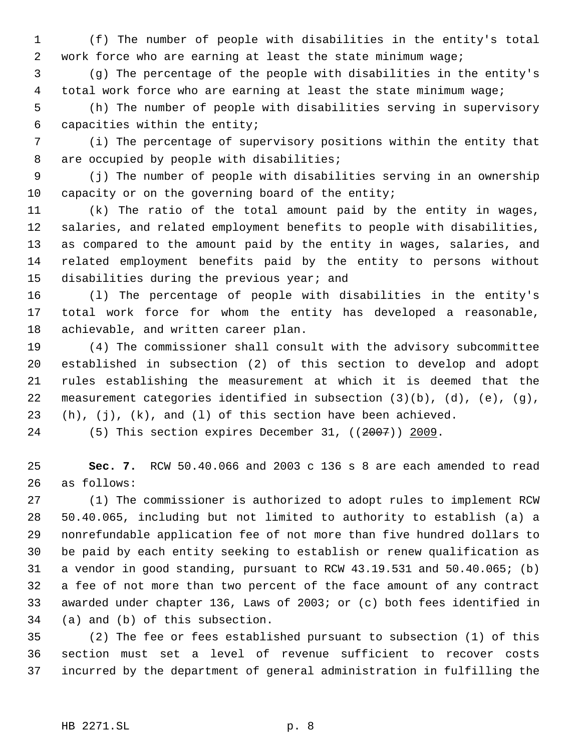(f) The number of people with disabilities in the entity's total work force who are earning at least the state minimum wage;

(g) The percentage of the people with disabilities in the entity's total work force who are earning at least the state minimum wage;

(h) The number of people with disabilities serving in supervisory capacities within the entity;

(i) The percentage of supervisory positions within the entity that are occupied by people with disabilities;

(j) The number of people with disabilities serving in an ownership capacity or on the governing board of the entity;

(k) The ratio of the total amount paid by the entity in wages, salaries, and related employment benefits to people with disabilities, as compared to the amount paid by the entity in wages, salaries, and related employment benefits paid by the entity to persons without disabilities during the previous year; and

(l) The percentage of people with disabilities in the entity's total work force for whom the entity has developed a reasonable, achievable, and written career plan.

(4) The commissioner shall consult with the advisory subcommittee established in subsection (2) of this section to develop and adopt rules establishing the measurement at which it is deemed that the measurement categories identified in subsection (3)(b), (d), (e), (g), (h), (j), (k), and (l) of this section have been achieved.

(5) This section expires December 31, ((~~2007~~)) <u>2009</u>.

**Sec. 7.** RCW 50.40.066 and 2003 c 136 s 8 are each amended to read as follows:

(1) The commissioner is authorized to adopt rules to implement RCW 50.40.065, including but not limited to authority to establish (a) a nonrefundable application fee of not more than five hundred dollars to be paid by each entity seeking to establish or renew qualification as a vendor in good standing, pursuant to RCW 43.19.531 and 50.40.065; (b) a fee of not more than two percent of the face amount of any contract awarded under chapter 136, Laws of 2003; or (c) both fees identified in (a) and (b) of this subsection.

(2) The fee or fees established pursuant to subsection (1) of this section must set a level of revenue sufficient to recover costs incurred by the department of general administration in fulfilling the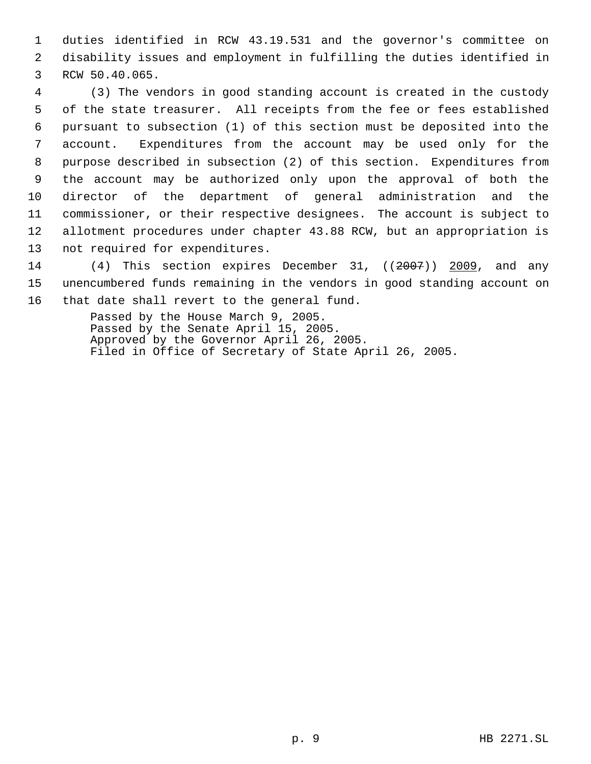duties identified in RCW 43.19.531 and the governor's committee on disability issues and employment in fulfilling the duties identified in RCW 50.40.065.

(3) The vendors in good standing account is created in the custody of the state treasurer. All receipts from the fee or fees established pursuant to subsection (1) of this section must be deposited into the account. Expenditures from the account may be used only for the purpose described in subsection (2) of this section. Expenditures from the account may be authorized only upon the approval of both the director of the department of general administration and the commissioner, or their respective designees. The account is subject to allotment procedures under chapter 43.88 RCW, but an appropriation is not required for expenditures.

(4) This section expires December 31, ((~~2007~~)) <u>2009</u>, and any unencumbered funds remaining in the vendors in good standing account on that date shall revert to the general fund.

Passed by the House March 9, 2005.
Passed by the Senate April 15, 2005.
Approved by the Governor April 26, 2005.
Filed in Office of Secretary of State April 26, 2005.